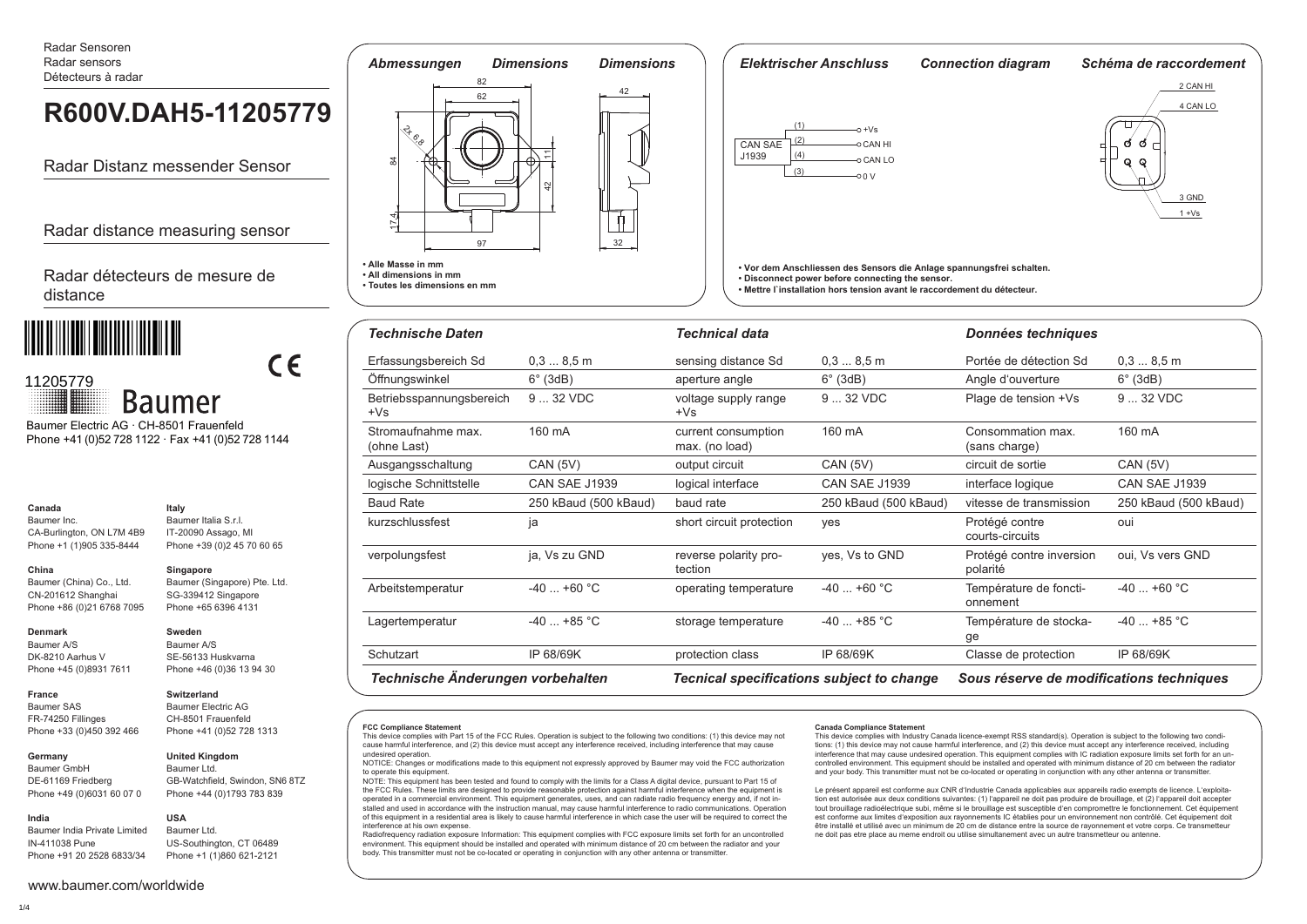Radar Sensoren
Radar sensors
Détecteurs à radar

# R600V.DAH5-11205779

Radar Distanz messender Sensor

Radar distance measuring sensor

Radar détecteurs de mesure de distance

11205779

CE

Baumer

Baumer Electric AG · CH-8501 Frauenfeld
Phone +41 (0)52 728 1122 · Fax +41 (0)52 728 1144

**Canada**
Baumer Inc.
CA-Burlington, ON L7M 4B9
Phone +1 (1)905 335-8444

**China**
Baumer (China) Co., Ltd.
CN-201612 Shanghai
Phone +86 (0)21 6768 7095

**Denmark**
Baumer A/S
DK-8210 Aarhus V
Phone +45 (0)8931 7611

**France**
Baumer SAS
FR-74250 Fillinges
Phone +33 (0)450 392 466

**Germany**
Baumer GmbH
DE-61169 Friedberg
Phone +49 (0)6031 60 07 0

**India**
Baumer India Private Limited
IN-411038 Pune
Phone +91 20 2528 6833/34

**Italy**
Baumer Italia S.r.l.
IT-20090 Assago, MI
Phone +39 (0)2 45 70 60 65

**Singapore**
Baumer (Singapore) Pte. Ltd.
SG-339412 Singapore
Phone +65 6396 4131

**Sweden**
Baumer A/S
SE-56133 Huskvarna
Phone +46 (0)36 13 94 30

**Switzerland**
Baumer Electric AG
CH-8501 Frauenfeld
Phone +41 (0)52 728 1313

**United Kingdom**
Baumer Ltd.
GB-Watchfield, Swindon, SN6 8TZ
Phone +44 (0)1793 783 839

**USA**
Baumer Ltd.
US-Southington, CT 06489
Phone +1 (1)860 621-2121

www.baumer.com/worldwide

## Abmessungen / Dimensions / Dimensions

82, 62, 2x 6,8, 84, 17,4, 97, 11, 42, 42, 32

- Alle Masse in mm
- All dimensions in mm
- Toutes les dimensions en mm

## Elektrischer Anschluss / Connection diagram / Schéma de raccordement

CAN SAE J1939: (1) +Vs, (2) CAN HI, (4) CAN LO, (3) 0 V

2 CAN HI, 4 CAN LO, 3 GND, 1 +Vs

- **Vor dem Anschliessen des Sensors die Anlage spannungsfrei schalten.**
- **Disconnect power before connecting the sensor.**
- **Mettre l`installation hors tension avant le raccordement du détecteur.**

## Technische Daten / Technical data / Données techniques

| Technische Daten | | Technical data | | Données techniques | |
|---|---|---|---|---|---|
| Erfassungsbereich Sd | 0,3 ... 8,5 m | sensing distance Sd | 0,3 ... 8,5 m | Portée de détection Sd | 0,3 ... 8,5 m |
| Öffnungswinkel | 6° (3dB) | aperture angle | 6° (3dB) | Angle d'ouverture | 6° (3dB) |
| Betriebsspannungsbereich +Vs | 9 ... 32 VDC | voltage supply range +Vs | 9 ... 32 VDC | Plage de tension +Vs | 9 ... 32 VDC |
| Stromaufnahme max. (ohne Last) | 160 mA | current consumption max. (no load) | 160 mA | Consommation max. (sans charge) | 160 mA |
| Ausgangsschaltung | CAN (5V) | output circuit | CAN (5V) | circuit de sortie | CAN (5V) |
| logische Schnittstelle | CAN SAE J1939 | logical interface | CAN SAE J1939 | interface logique | CAN SAE J1939 |
| Baud Rate | 250 kBaud (500 kBaud) | baud rate | 250 kBaud (500 kBaud) | vitesse de transmission | 250 kBaud (500 kBaud) |
| kurzschlussfest | ja | short circuit protection | yes | Protégé contre courts-circuits | oui |
| verpolungsfest | ja, Vs zu GND | reverse polarity protection | yes, Vs to GND | Protégé contre inversion polarité | oui, Vs vers GND |
| Arbeitstemperatur | -40 ... +60 °C | operating temperature | -40 ... +60 °C | Température de fonctionnement | -40 ... +60 °C |
| Lagertemperatur | -40 ... +85 °C | storage temperature | -40 ... +85 °C | Température de stockage | -40 ... +85 °C |
| Schutzart | IP 68/69K | protection class | IP 68/69K | Classe de protection | IP 68/69K |

*Technische Änderungen vorbehalten* — *Tecnical specifications subject to change* — *Sous réserve de modifications techniques*

**FCC Compliance Statement**
This device complies with Part 15 of the FCC Rules. Operation is subject to the following two conditions: (1) this device may not cause harmful interference, and (2) this device must accept any interference received, including interference that may cause undesired operation.
NOTICE: Changes or modifications made to this equipment not expressly approved by Baumer may void the FCC authorization to operate this equipment.
NOTE: This equipment has been tested and found to comply with the limits for a Class A digital device, pursuant to Part 15 of the FCC Rules. These limits are designed to provide reasonable protection against harmful interference when the equipment is operated in a commercial environment. This equipment generates, uses, and can radiate radio frequency energy and, if not installed and used in accordance with the instruction manual, may cause harmful interference to radio communications. Operation of this equipment in a residential area is likely to cause harmful interference in which case the user will be required to correct the interference at his own expense.
Radiofrequency radiation exposure Information: This equipment complies with FCC exposure limits set forth for an uncontrolled environment. This equipment should be installed and operated with minimum distance of 20 cm between the radiator and your body. This transmitter must not be co-located or operating in conjunction with any other antenna or transmitter.

**Canada Compliance Statement**
This device complies with Industry Canada licence-exempt RSS standard(s). Operation is subject to the following two conditions: (1) this device may not cause harmful interference, and (2) this device must accept any interference received, including interference that may cause undesired operation. This equipment complies with IC radiation exposure limits set forth for an uncontrolled environment. This equipment should be installed and operated with minimum distance of 20 cm between the radiator and your body. This transmitter must not be co-located or operating in conjunction with any other antenna or transmitter.

Le présent appareil est conforme aux CNR d'Industrie Canada applicables aux appareils radio exempts de licence. L'exploitation est autorisée aux deux conditions suivantes: (1) l'appareil ne doit pas produire de brouillage, et (2) l'appareil doit accepter tout brouillage radioélectrique subi, même si le brouillage est susceptible d'en compromettre le fonctionnement. Cet équipement est conforme aux limites d'exposition aux rayonnements IC établies pour un environnement non contrôlé. Cet équipement doit être installé et utilisé avec un minimum de 20 cm de distance entre la source de rayonnement et votre corps. Ce transmetteur ne doit pas etre place au meme endroit ou utilise simultanement avec un autre transmetteur ou antenne.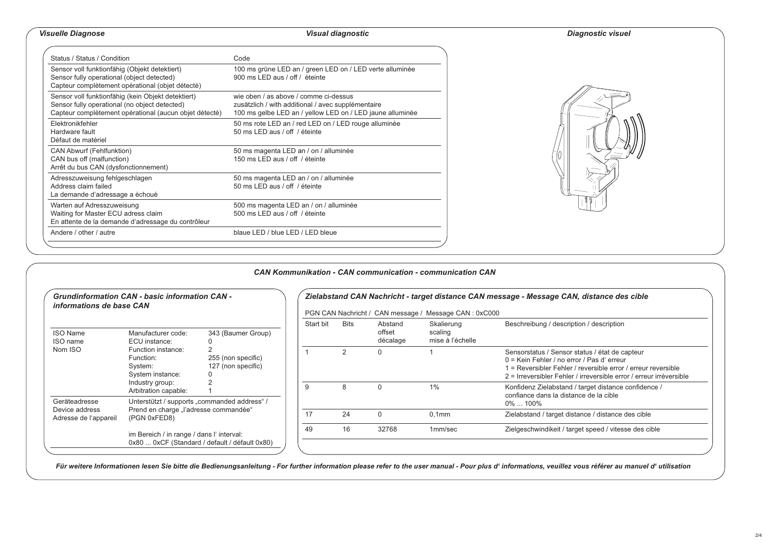## Visuelle Diagnose — Visual diagnostic — Diagnostic visuel

| Status / Status / Condition | Code |
|---|---|
| Sensor voll funktionfähig (Objekt detektiert)<br>Sensor fully operational (object detected)<br>Capteur complètement opérational (objet détecté) | 100 ms grüne LED an / green LED on / LED verte alluminée<br>900 ms LED aus / off / éteinte |
| Sensor voll funktionfähig (kein Objekt detektiert)<br>Sensor fully operational (no object detected)<br>Capteur complètement opérational (aucun objet détecté) | wie oben / as above / comme ci-dessus<br>zusätzlich / with additional / avec supplémentaire<br>100 ms gelbe LED an / yellow LED on / LED jaune alluminée |
| Elektronikfehler<br>Hardware fault<br>Défaut de matériel | 50 ms rote LED an / red LED on / LED rouge alluminée<br>50 ms LED aus / off / éteinte |
| CAN Abwurf (Fehlfunktion)<br>CAN bus off (malfunction)<br>Arrêt du bus CAN (dysfonctionnement) | 50 ms magenta LED an / on / alluminée<br>150 ms LED aus / off / éteinte |
| Adresszuweisung fehlgeschlagen<br>Address claim failed<br>La demande d'adressage a échoué | 50 ms magenta LED an / on / alluminée<br>50 ms LED aus / off / éteinte |
| Warten auf Adresszuweisung<br>Waiting for Master ECU adress claim<br>En attente de la demande d'adressage du contrôleur | 500 ms magenta LED an / on / alluminée<br>500 ms LED aus / off / éteinte |
| Andere / other / autre | blaue LED / blue LED / LED bleue |

## CAN Kommunikation - CAN communication - communication CAN

### Grundinformation CAN - basic information CAN - informations de base CAN

| | | |
|---|---|---|
| ISO Name<br>ISO name<br>Nom ISO | Manufacturer code:<br>ECU instance:<br>Function instance:<br>Function:<br>System:<br>System instance:<br>Industry group:<br>Arbitration capable: | 343 (Baumer Group)<br>0<br>2<br>255 (non specific)<br>127 (non specific)<br>0<br>2<br>1 |
| Geräteadresse<br>Device address<br>Adresse de l'appareil | Unterstützt / supports „commanded address" / Prend en charge „l'adresse commandée" (PGN 0xFED8)<br><br>im Bereich / in range / dans l' interval:<br>0x80 ... 0xCF (Standard / default / défault 0x80) | |

### Zielabstand CAN Nachricht - target distance CAN message - Message CAN, distance des cible

PGN CAN Nachricht / CAN message / Message CAN : 0xC000

| Start bit | Bits | Abstand offset décalage | Skalierung scaling mise à l'échelle | Beschreibung / description / description |
|---|---|---|---|---|
| 1 | 2 | 0 | 1 | Sensorstatus / Sensor status / état de capteur<br>0 = Kein Fehler / no error / Pas d' erreur<br>1 = Reversibler Fehler / reversible error / erreur reversible<br>2 = Irreversibler Fehler / irreversible error / erreur irréversible |
| 9 | 8 | 0 | 1% | Konfidenz Zielabstand / target distance confidence / confiance dans la distance de la cible<br>0% ... 100% |
| 17 | 24 | 0 | 0,1mm | Zielabstand / target distance / distance des cible |
| 49 | 16 | 32768 | 1mm/sec | Zielgeschwindikeit / target speed / vitesse des cible |

*Für weitere Informationen lesen Sie bitte die Bedienungsanleitung - For further information please refer to the user manual - Pour plus d' informations, veuillez vous référer au manuel d' utilisation*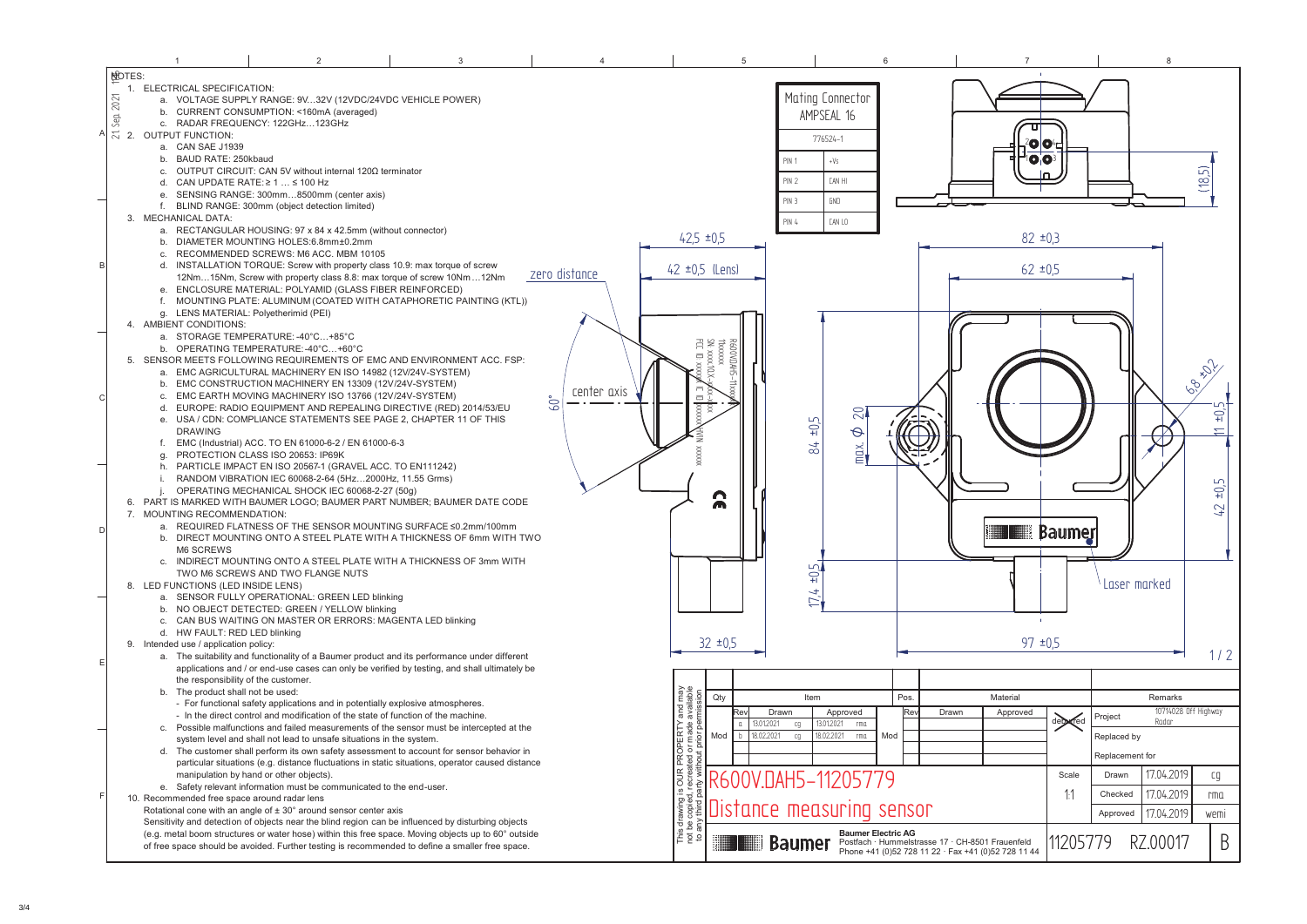# NOTES:

1. ELECTRICAL SPECIFICATION:
   a. VOLTAGE SUPPLY RANGE: 9V…32V (12VDC/24VDC VEHICLE POWER)
   b. CURRENT CONSUMPTION: <160mA (averaged)
   c. RADAR FREQUENCY: 122GHz…123GHz
2. OUTPUT FUNCTION:
   a. CAN SAE J1939
   b. BAUD RATE: 250kbaud
   c. OUTPUT CIRCUIT: CAN 5V without internal 120Ω terminator
   d. CAN UPDATE RATE: ≥ 1 … ≤ 100 Hz
   e. SENSING RANGE: 300mm…8500mm (center axis)
   f. BLIND RANGE: 300mm (object detection limited)
3. MECHANICAL DATA:
   a. RECTANGULAR HOUSING: 97 x 84 x 42.5mm (without connector)
   b. DIAMETER MOUNTING HOLES:6.8mm±0.2mm
   c. RECOMMENDED SCREWS: M6 ACC. MBM 10105
   d. INSTALLATION TORQUE: Screw with property class 10.9: max torque of screw 12Nm…15Nm, Screw with property class 8.8: max torque of screw 10Nm…12Nm
   e. ENCLOSURE MATERIAL: POLYAMID (GLASS FIBER REINFORCED)
   f. MOUNTING PLATE: ALUMINUM (COATED WITH CATAPHORETIC PAINTING (KTL))
   g. LENS MATERIAL: Polyetherimid (PEI)
4. AMBIENT CONDITIONS:
   a. STORAGE TEMPERATURE: -40°C…+85°C
   b. OPERATING TEMPERATURE: -40°C…+60°C
5. SENSOR MEETS FOLLOWING REQUIREMENTS OF EMC AND ENVIRONMENT ACC. FSP:
   a. EMC AGRICULTURAL MACHINERY EN ISO 14982 (12V/24V-SYSTEM)
   b. EMC CONSTRUCTION MACHINERY EN 13309 (12V/24V-SYSTEM)
   c. EMC EARTH MOVING MACHINERY ISO 13766 (12V/24V-SYSTEM)
   d. EUROPE: RADIO EQUIPMENT AND REPEALING DIRECTIVE (RED) 2014/53/EU
   e. USA / CDN: COMPLIANCE STATEMENTS SEE PAGE 2, CHAPTER 11 OF THIS DRAWING
   f. EMC (Industrial) ACC. TO EN 61000-6-2 / EN 61000-6-3
   g. PROTECTION CLASS ISO 20653: IP69K
   h. PARTICLE IMPACT EN ISO 20567-1 (GRAVEL ACC. TO EN111242)
   i. RANDOM VIBRATION IEC 60068-2-64 (5Hz…2000Hz, 11.55 Grms)
   j. OPERATING MECHANICAL SHOCK IEC 60068-2-27 (50g)
6. PART IS MARKED WITH BAUMER LOGO; BAUMER PART NUMBER; BAUMER DATE CODE
7. MOUNTING RECOMMENDATION:
   a. REQUIRED FLATNESS OF THE SENSOR MOUNTING SURFACE ≤0.2mm/100mm
   b. DIRECT MOUNTING ONTO A STEEL PLATE WITH A THICKNESS OF 6mm WITH TWO M6 SCREWS
   c. INDIRECT MOUNTING ONTO A STEEL PLATE WITH A THICKNESS OF 3mm WITH TWO M6 SCREWS AND TWO FLANGE NUTS
8. LED FUNCTIONS (LED INSIDE LENS)
   a. SENSOR FULLY OPERATIONAL: GREEN LED blinking
   b. NO OBJECT DETECTED: GREEN / YELLOW blinking
   c. CAN BUS WAITING ON MASTER OR ERRORS: MAGENTA LED blinking
   d. HW FAULT: RED LED blinking
9. Intended use / application policy:
   a. The suitability and functionality of a Baumer product and its performance under different applications and / or end-use cases can only be verified by testing, and shall ultimately be the responsibility of the customer.
   b. The product shall not be used:
      - For functional safety applications and in potentially explosive atmospheres.
      - In the direct control and modification of the state of function of the machine.
   c. Possible malfunctions and failed measurements of the sensor must be intercepted at the system level and shall not lead to unsafe situations in the system.
   d. The customer shall perform its own safety assessment to account for sensor behavior in particular situations (e.g. distance fluctuations in static situations, operator caused distance manipulation by hand or other objects).
   e. Safety relevant information must be communicated to the end-user.
10. Recommended free space around radar lens
    Rotational cone with an angle of ± 30° around sensor center axis
    Sensitivity and detection of objects near the blind region can be influenced by disturbing objects (e.g. metal boom structures or water hose) within this free space. Moving objects up to 60° outside of free space should be avoided. Further testing is recommended to define a smaller free space.

**Mating Connector AMPSEAL 16** 776524-1

| PIN | Signal |
|---|---|
| PIN 1 | +Vs |
| PIN 2 | CAN HI |
| PIN 3 | GND |
| PIN 4 | CAN LO |

Dimensions: 42,5 ±0,5; 42 ±0,5 (Lens); zero distance; center axis; 60°; 84 ±0,5; max. Ø 20; 17,4 ±0,5; 32 ±0,5; 82 ±0,3; 62 ±0,5; (18,5); 6,8 ±0,2; 11 ±0,5; 42 ±0,5; 97 ±0,5; Laser marked

| Rev | Drawn | | Approved | |
|---|---|---|---|---|
| a | 13.01.2021 | cg | 13.01.2021 | rma |
| b | 18.02.2021 | cg | 18.02.2021 | rma |

**R600V.DAH5-11205779**

**Distance measuring sensor**

Project: 10714028 Off Highway Radar

| | Date | Name |
|---|---|---|
| Drawn | 17.04.2019 | cg |
| Checked | 17.04.2019 | rma |
| Approved | 17.04.2019 | wemi |

Scale 1:1

Baumer Electric AG, Postfach · Hummelstrasse 17 · CH-8501 Frauenfeld, Phone +41 (0)52 728 11 22 · Fax +41 (0)52 728 11 44

11205779 RZ.00017 B

This drawing is OUR PROPERTY and may not be copied, recreated or made available to any third party without prior permission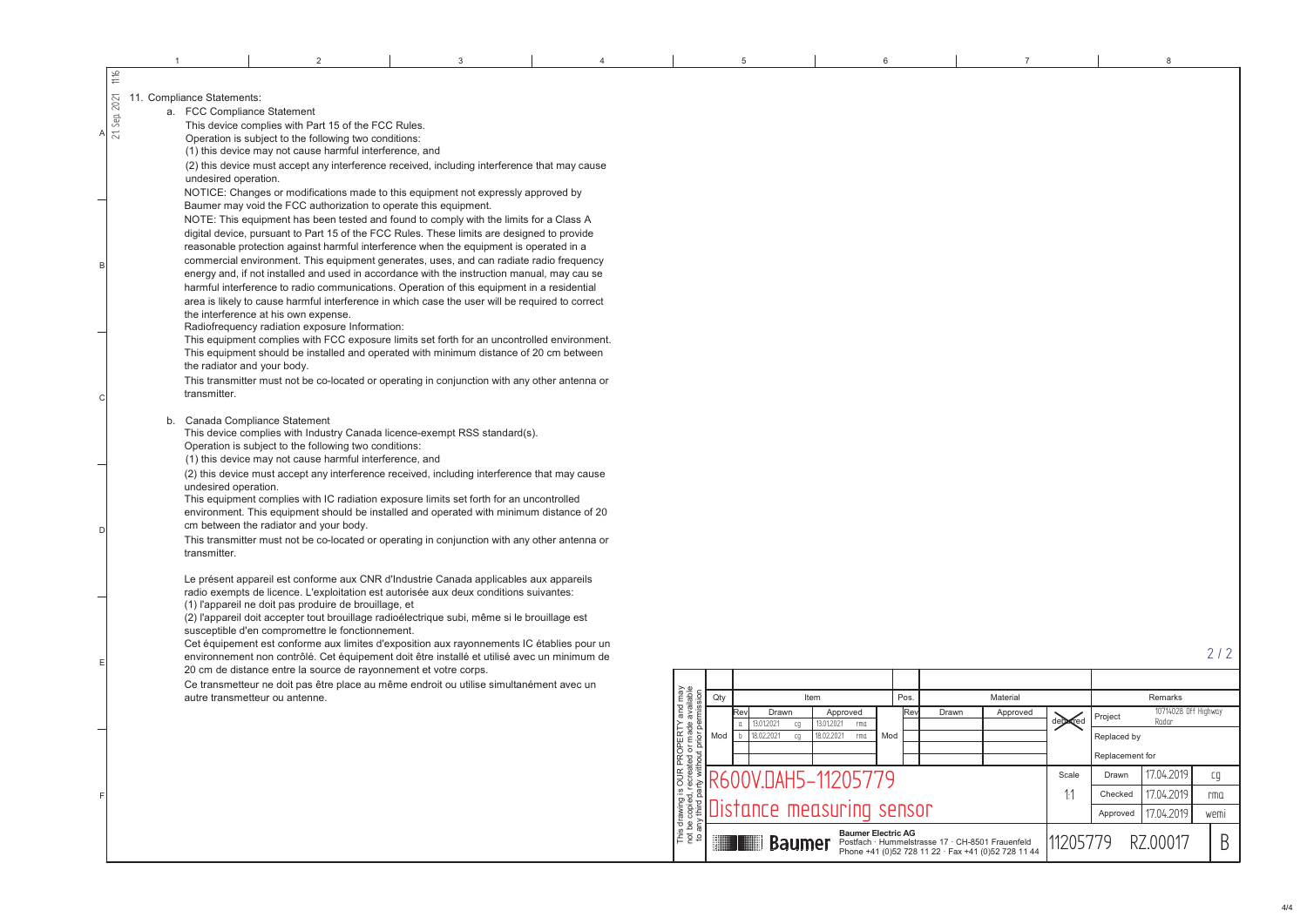11. Compliance Statements:

a. FCC Compliance Statement

This device complies with Part 15 of the FCC Rules.
Operation is subject to the following two conditions:
(1) this device may not cause harmful interference, and
(2) this device must accept any interference received, including interference that may cause undesired operation.

NOTICE: Changes or modifications made to this equipment not expressly approved by Baumer may void the FCC authorization to operate this equipment.

NOTE: This equipment has been tested and found to comply with the limits for a Class A digital device, pursuant to Part 15 of the FCC Rules. These limits are designed to provide reasonable protection against harmful interference when the equipment is operated in a commercial environment. This equipment generates, uses, and can radiate radio frequency energy and, if not installed and used in accordance with the instruction manual, may cau se harmful interference to radio communications. Operation of this equipment in a residential area is likely to cause harmful interference in which case the user will be required to correct the interference at his own expense.

Radiofrequency radiation exposure Information:
This equipment complies with FCC exposure limits set forth for an uncontrolled environment. This equipment should be installed and operated with minimum distance of 20 cm between the radiator and your body.

This transmitter must not be co-located or operating in conjunction with any other antenna or transmitter.

b. Canada Compliance Statement

This device complies with Industry Canada licence-exempt RSS standard(s).
Operation is subject to the following two conditions:
(1) this device may not cause harmful interference, and
(2) this device must accept any interference received, including interference that may cause undesired operation.

This equipment complies with IC radiation exposure limits set forth for an uncontrolled environment. This equipment should be installed and operated with minimum distance of 20 cm between the radiator and your body.

This transmitter must not be co-located or operating in conjunction with any other antenna or transmitter.

Le présent appareil est conforme aux CNR d'Industrie Canada applicables aux appareils radio exempts de licence. L'exploitation est autorisée aux deux conditions suivantes:
(1) l'appareil ne doit pas produire de brouillage, et
(2) l'appareil doit accepter tout brouillage radioélectrique subi, même si le brouillage est susceptible d'en compromettre le fonctionnement.

Cet équipement est conforme aux limites d'exposition aux rayonnements IC établies pour un environnement non contrôlé. Cet équipement doit être installé et utilisé avec un minimum de 20 cm de distance entre la source de rayonnement et votre corps.

Ce transmetteur ne doit pas être place au même endroit ou utilise simultanément avec un autre transmetteur ou antenne.

| Rev | Drawn | | Approved | |
|---|---|---|---|---|
| a | 13.01.2021 | cg | 13.01.2021 | rma |
| b | 18.02.2021 | cg | 18.02.2021 | rma |

R600V.DAH5-11205779

Distance measuring sensor

| | | | |
|---|---|---|---|
| Project | 10714028 Off Highway Radar | | |
| Scale | 1:1 | | |
| Drawn | 17.04.2019 | cg | |
| Checked | 17.04.2019 | rma | |
| Approved | 17.04.2019 | wemi | |

Baumer Electric AG
Postfach · Hummelstrasse 17 · CH-8501 Frauenfeld
Phone +41 (0)52 728 11 22 · Fax +41 (0)52 728 11 44

11205779 RZ.00017 B

This drawing is OUR PROPERTY and may not be copied, recreated or made available to any third party without prior permission